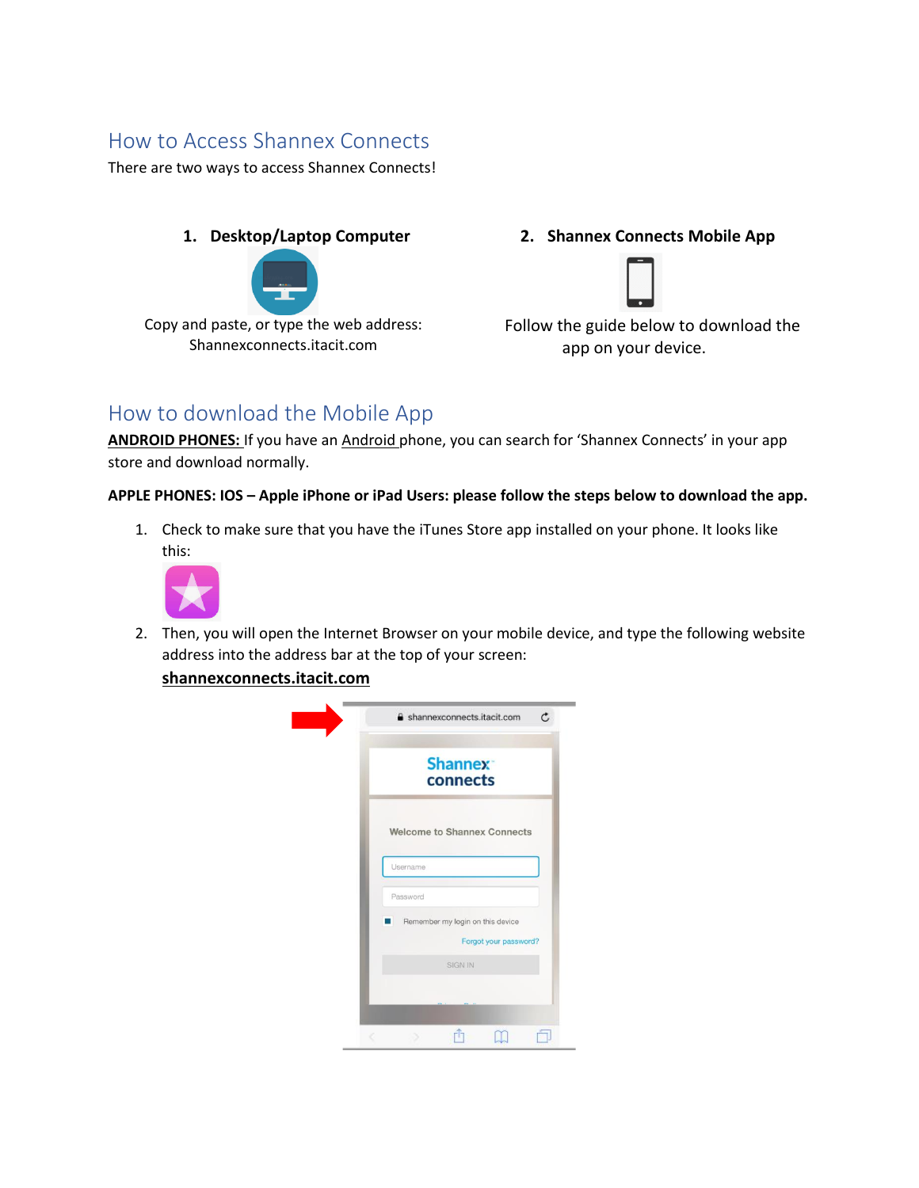## How to Access Shannex Connects

There are two ways to access Shannex Connects!

**1. Desktop/Laptop Computer**

Copy and paste, or type the web address: Shannexconnects.itacit.com

**2. Shannex Connects Mobile App**

Follow the guide below to download the app on your device.

## How to download the Mobile App

**ANDROID PHONES:** If you have an Android phone, you can search for 'Shannex Connects' in your app store and download normally.

**APPLE PHONES: IOS – Apple iPhone or iPad Users: please follow the steps below to download the app.**

1. Check to make sure that you have the iTunes Store app installed on your phone. It looks like this:

2. Then, you will open the Internet Browser on your mobile device, and type the following website address into the address bar at the top of your screen: **shannexconnects.itacit.com**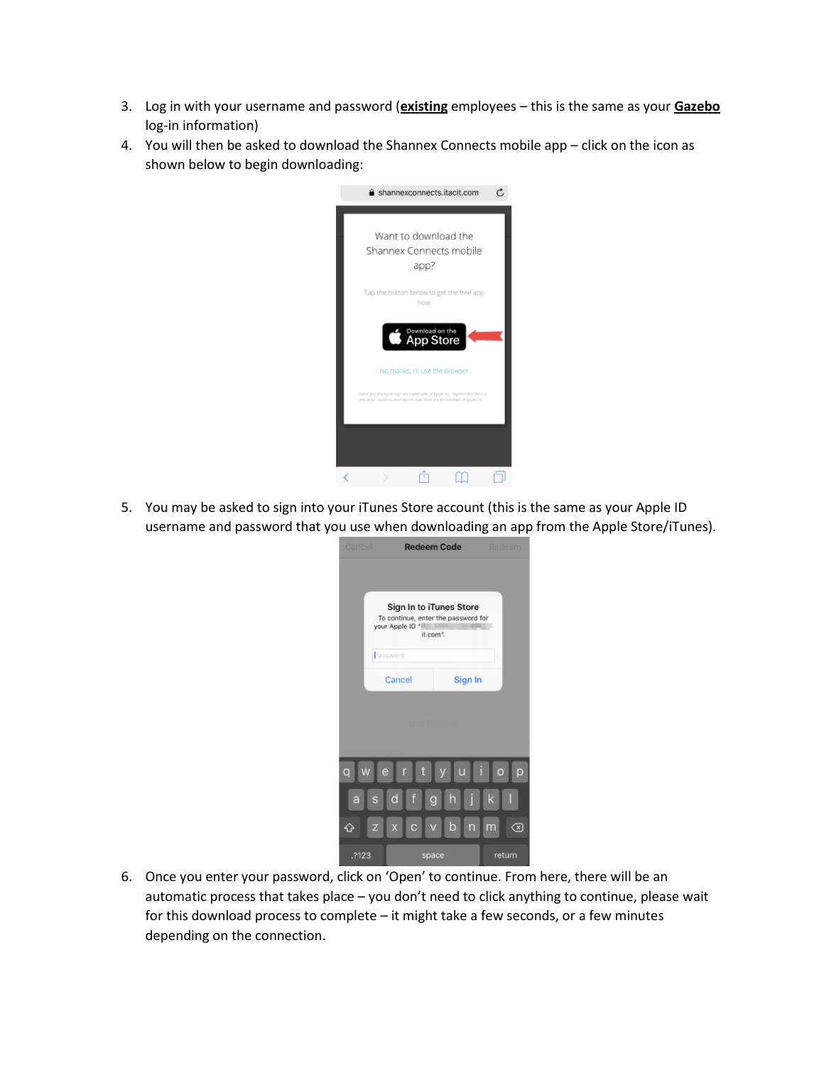3. Log in with your username and password (**existing** employees – this is the same as your **Gazebo** log-in information)
4. You will then be asked to download the Shannex Connects mobile app – click on the icon as shown below to begin downloading:

5. You may be asked to sign into your iTunes Store account (this is the same as your Apple ID username and password that you use when downloading an app from the Apple Store/iTunes).

6. Once you enter your password, click on 'Open' to continue. From here, there will be an automatic process that takes place – you don't need to click anything to continue, please wait for this download process to complete – it might take a few seconds, or a few minutes depending on the connection.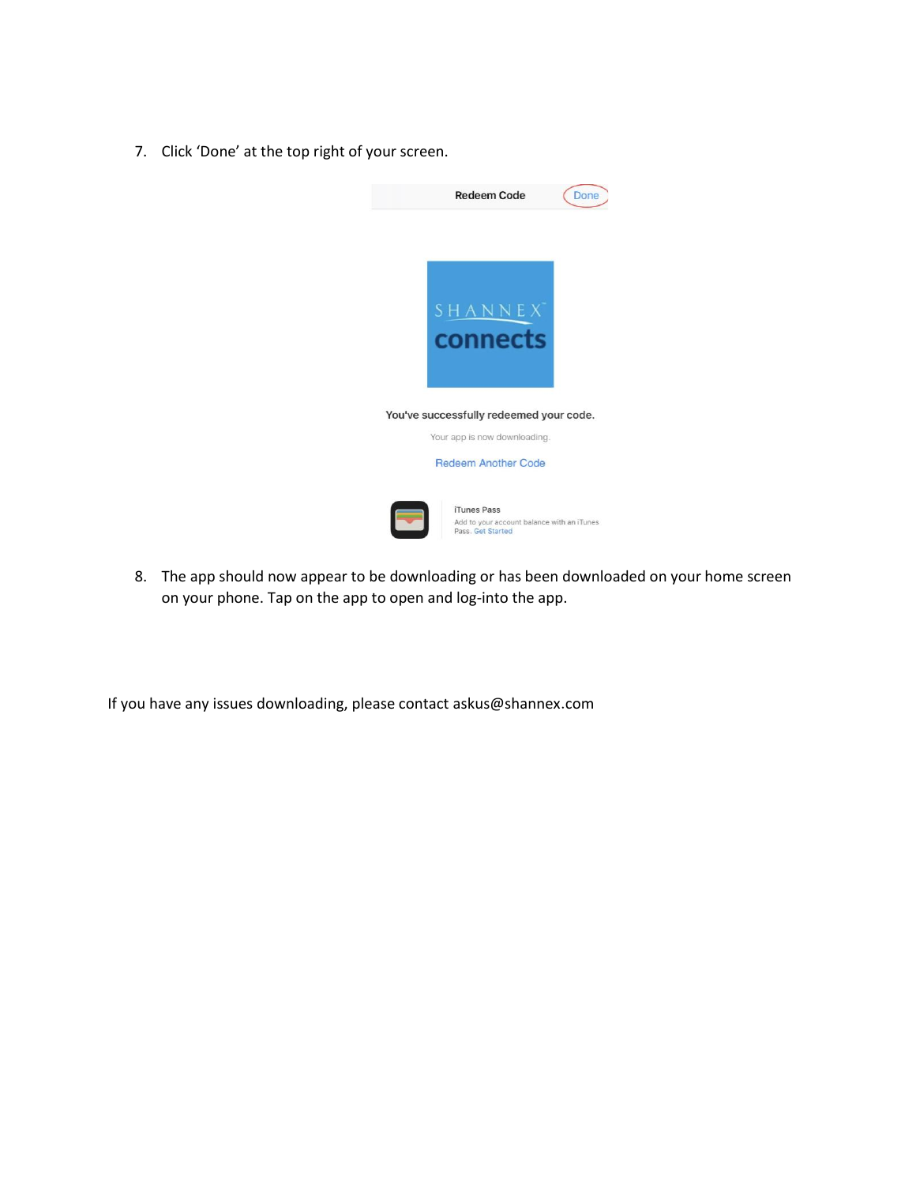7. Click 'Done' at the top right of your screen.

8. The app should now appear to be downloading or has been downloaded on your home screen on your phone. Tap on the app to open and log-into the app.

If you have any issues downloading, please contact askus@shannex.com